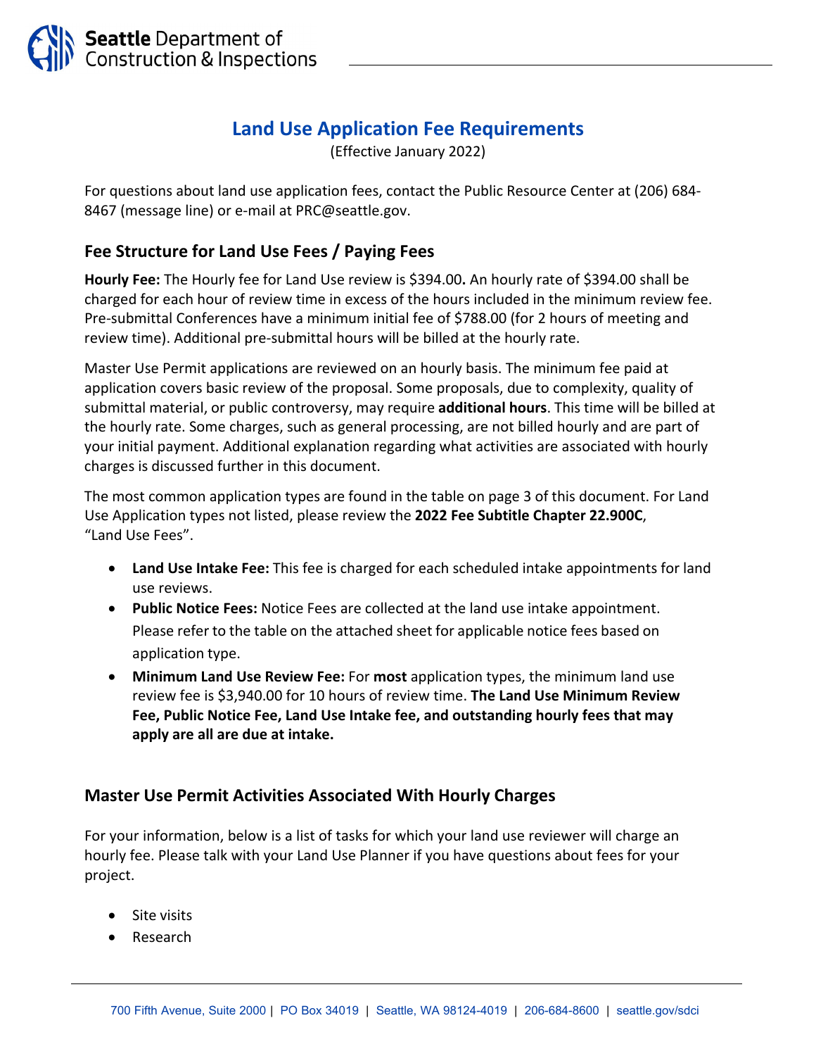Seattle Department of Construction & Inspections

# Land Use Application Fee Requirements

(Effective January 2022)

For questions about land use application fees, contact the Public Resource Center at (206) 684-8467 (message line) or e-mail at PRC@seattle.gov.

## Fee Structure for Land Use Fees / Paying Fees

**Hourly Fee:** The Hourly fee for Land Use review is $394.00**.** An hourly rate of $394.00 shall be charged for each hour of review time in excess of the hours included in the minimum review fee. Pre-submittal Conferences have a minimum initial fee of $788.00 (for 2 hours of meeting and review time). Additional pre-submittal hours will be billed at the hourly rate.

Master Use Permit applications are reviewed on an hourly basis. The minimum fee paid at application covers basic review of the proposal. Some proposals, due to complexity, quality of submittal material, or public controversy, may require **additional hours**. This time will be billed at the hourly rate. Some charges, such as general processing, are not billed hourly and are part of your initial payment. Additional explanation regarding what activities are associated with hourly charges is discussed further in this document.

The most common application types are found in the table on page 3 of this document. For Land Use Application types not listed, please review the **2022 Fee Subtitle Chapter 22.900C**, "Land Use Fees".

- **Land Use Intake Fee:** This fee is charged for each scheduled intake appointments for land use reviews.
- **Public Notice Fees:** Notice Fees are collected at the land use intake appointment. Please refer to the table on the attached sheet for applicable notice fees based on application type.
- **Minimum Land Use Review Fee:** For **most** application types, the minimum land use review fee is $3,940.00 for 10 hours of review time. **The Land Use Minimum Review Fee, Public Notice Fee, Land Use Intake fee, and outstanding hourly fees that may apply are all are due at intake.**

## Master Use Permit Activities Associated With Hourly Charges

For your information, below is a list of tasks for which your land use reviewer will charge an hourly fee. Please talk with your Land Use Planner if you have questions about fees for your project.

- Site visits
- Research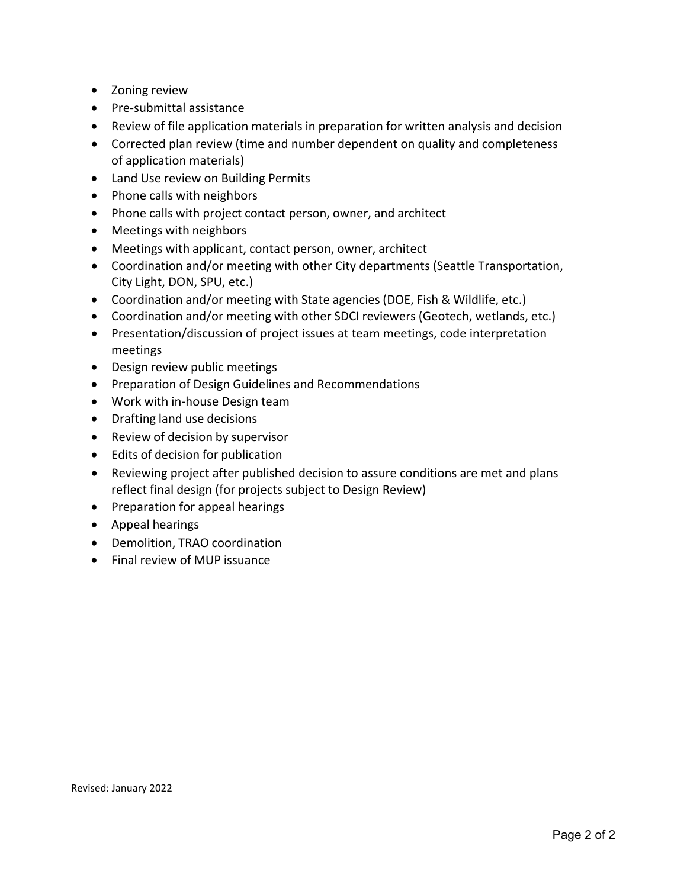- Zoning review
- Pre-submittal assistance
- Review of file application materials in preparation for written analysis and decision
- Corrected plan review (time and number dependent on quality and completeness of application materials)
- Land Use review on Building Permits
- Phone calls with neighbors
- Phone calls with project contact person, owner, and architect
- Meetings with neighbors
- Meetings with applicant, contact person, owner, architect
- Coordination and/or meeting with other City departments (Seattle Transportation, City Light, DON, SPU, etc.)
- Coordination and/or meeting with State agencies (DOE, Fish & Wildlife, etc.)
- Coordination and/or meeting with other SDCI reviewers (Geotech, wetlands, etc.)
- Presentation/discussion of project issues at team meetings, code interpretation meetings
- Design review public meetings
- Preparation of Design Guidelines and Recommendations
- Work with in-house Design team
- Drafting land use decisions
- Review of decision by supervisor
- Edits of decision for publication
- Reviewing project after published decision to assure conditions are met and plans reflect final design (for projects subject to Design Review)
- Preparation for appeal hearings
- Appeal hearings
- Demolition, TRAO coordination
- Final review of MUP issuance

Revised: January 2022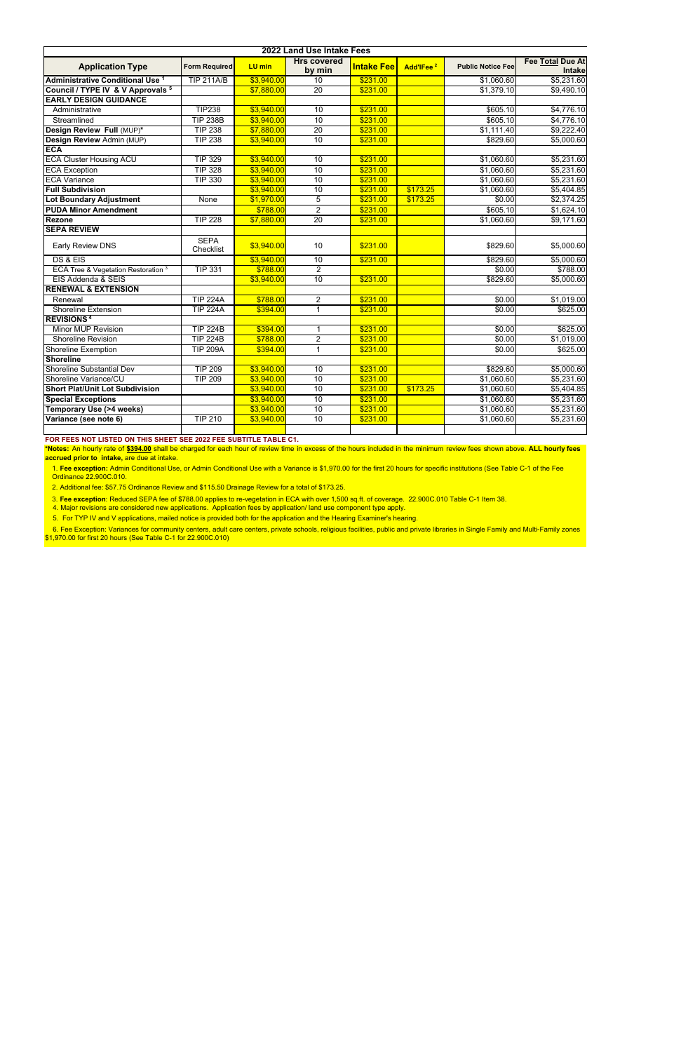## 2022 Land Use Intake Fees

| Application Type | Form Required | LU min | Hrs covered by min | Intake Fee | Add'lFee [2] | Public Notice Fee | Fee Total Due At Intake |
|---|---|---|---|---|---|---|---|
| **Administrative Conditional Use [1]** | TIP 211A/B | $3,940.00 | 10 | $231.00 | | $1,060.60 | $5,231.60 |
| **Council / TYPE IV & V Approvals [5]** | | $7,880.00 | 20 | $231.00 | | $1,379.10 | $9,490.10 |
| **EARLY DESIGN GUIDANCE** | | | | | | | |
| Administrative | TIP238 | $3,940.00 | 10 | $231.00 | | $605.10 | $4,776.10 |
| Streamlined | TIP 238B | $3,940.00 | 10 | $231.00 | | $605.10 | $4,776.10 |
| **Design Review Full** (MUP)* | TIP 238 | $7,880.00 | 20 | $231.00 | | $1,111.40 | $9,222.40 |
| **Design Review** Admin (MUP) | TIP 238 | $3,940.00 | 10 | $231.00 | | $829.60 | $5,000.60 |
| **ECA** | | | | | | | |
| ECA Cluster Housing ACU | TIP 329 | $3,940.00 | 10 | $231.00 | | $1,060.60 | $5,231.60 |
| ECA Exception | TIP 328 | $3,940.00 | 10 | $231.00 | | $1,060.60 | $5,231.60 |
| ECA Variance | TIP 330 | $3,940.00 | 10 | $231.00 | | $1,060.60 | $5,231.60 |
| **Full Subdivision** | | $3,940.00 | 10 | $231.00 | $173.25 | $1,060.60 | $5,404.85 |
| **Lot Boundary Adjustment** | None | $1,970.00 | 5 | $231.00 | $173.25 | $0.00 | $2,374.25 |
| **PUDA Minor Amendment** | | $788.00 | 2 | $231.00 | | $605.10 | $1,624.10 |
| **Rezone** | TIP 228 | $7,880.00 | 20 | $231.00 | | $1,060.60 | $9,171.60 |
| **SEPA REVIEW** | | | | | | | |
| Early Review DNS | SEPA Checklist | $3,940.00 | 10 | $231.00 | | $829.60 | $5,000.60 |
| DS & EIS | | $3,940.00 | 10 | $231.00 | | $829.60 | $5,000.60 |
| ECA Tree & Vegetation Restoration [3] | TIP 331 | $788.00 | 2 | | | $0.00 | $788.00 |
| EIS Addenda & SEIS | | $3,940.00 | 10 | $231.00 | | $829.60 | $5,000.60 |
| **RENEWAL & EXTENSION** | | | | | | | |
| Renewal | TIP 224A | $788.00 | 2 | $231.00 | | $0.00 | $1,019.00 |
| Shoreline Extension | TIP 224A | $394.00 | 1 | $231.00 | | $0.00 | $625.00 |
| **REVISIONS [4]** | | | | | | | |
| Minor MUP Revision | TIP 224B | $394.00 | 1 | $231.00 | | $0.00 | $625.00 |
| Shoreline Revision | TIP 224B | $788.00 | 2 | $231.00 | | $0.00 | $1,019.00 |
| Shoreline Exemption | TIP 209A | $394.00 | 1 | $231.00 | | $0.00 | $625.00 |
| **Shoreline** | | | | | | | |
| Shoreline Substantial Dev | TIP 209 | $3,940.00 | 10 | $231.00 | | $829.60 | $5,000.60 |
| Shoreline Variance/CU | TIP 209 | $3,940.00 | 10 | $231.00 | | $1,060.60 | $5,231.60 |
| **Short Plat/Unit Lot Subdivision** | | $3,940.00 | 10 | $231.00 | $173.25 | $1,060.60 | $5,404.85 |
| **Special Exceptions** | | $3,940.00 | 10 | $231.00 | | $1,060.60 | $5,231.60 |
| **Temporary Use (>4 weeks)** | | $3,940.00 | 10 | $231.00 | | $1,060.60 | $5,231.60 |
| **Variance (see note 6)** | TIP 210 | $3,940.00 | 10 | $231.00 | | $1,060.60 | $5,231.60 |

**FOR FEES NOT LISTED ON THIS SHEET SEE 2022 FEE SUBTITLE TABLE C1.**

***Notes:** An hourly rate of **$394.00** shall be charged for each hour of review time in excess of the hours included in the minimum review fees shown above. **ALL hourly fees accrued prior to intake,** are due at intake.

1. **Fee exception:** Admin Conditional Use, or Admin Conditional Use with a Variance is $1,970.00 for the first 20 hours for specific institutions (See Table C-1 of the Fee Ordinance 22.900C.010.
2. Additional fee: $57.75 Ordinance Review and $115.50 Drainage Review for a total of $173.25.
3. **Fee exception**: Reduced SEPA fee of $788.00 applies to re-vegetation in ECA with over 1,500 sq.ft. of coverage. 22.900C.010 Table C-1 Item 38.
4. Major revisions are considered new applications. Application fees by application/ land use component type apply.
5. For TYP IV and V applications, mailed notice is provided both for the application and the Hearing Examiner's hearing.
6. Fee Exception: Variances for community centers, adult care centers, private schools, religious facilities, public and private libraries in Single Family and Multi-Family zones $1,970.00 for first 20 hours (See Table C-1 for 22.900C.010)